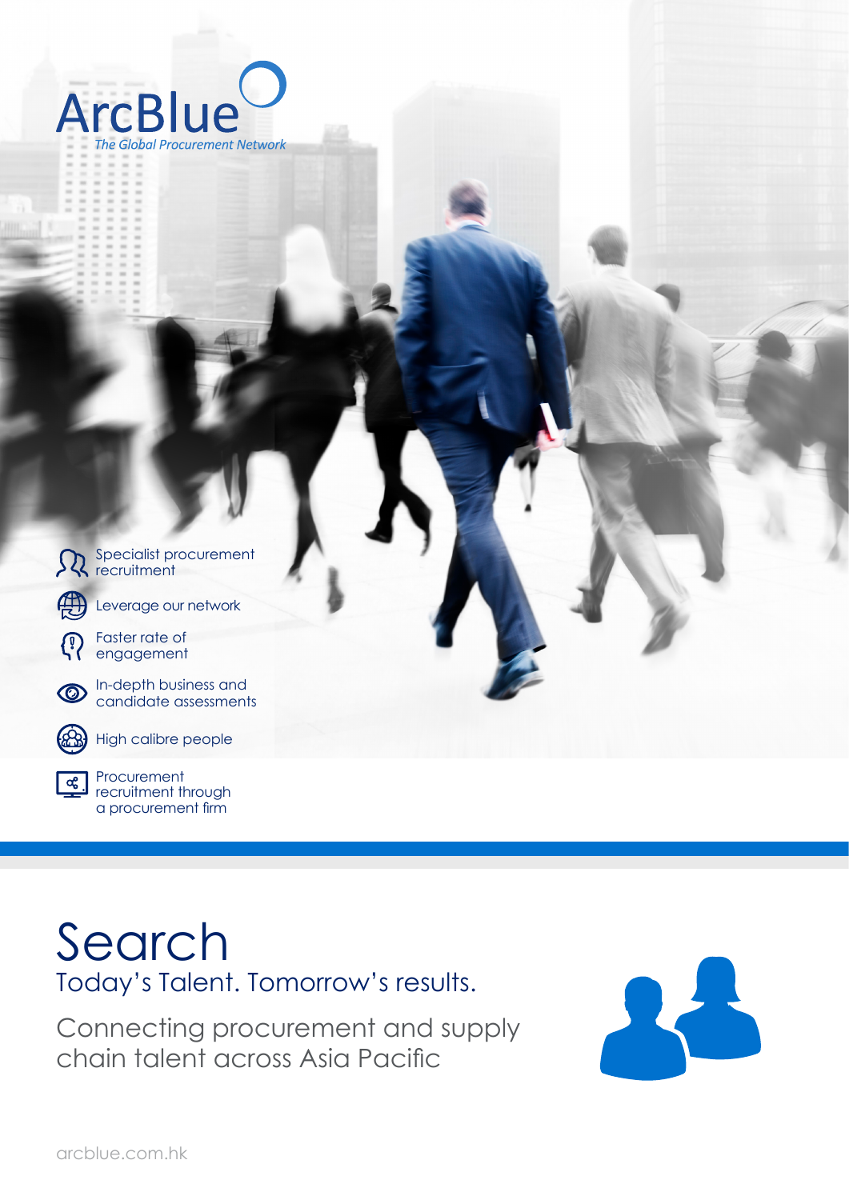ArcBlue

*The Global Procurement Network*

- Specialist procurement recruitment
- Leverage our network
- Faster rate of engagement
- In-depth business and candidate assessments
- High calibre people
- Procurement recruitment through a procurement firm

# Search

## Today's Talent. Tomorrow's results.

Connecting procurement and supply chain talent across Asia Pacific

arcblue.com.hk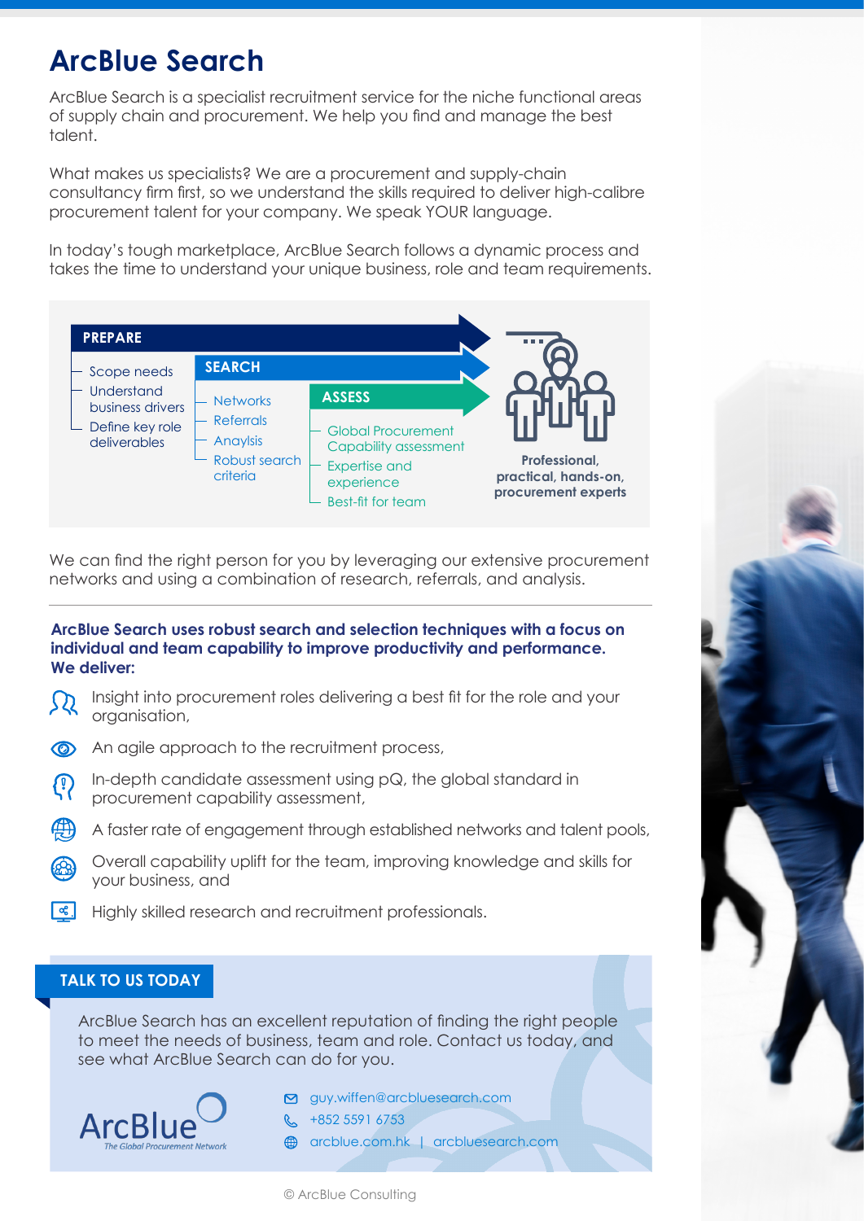# ArcBlue Search

ArcBlue Search is a specialist recruitment service for the niche functional areas of supply chain and procurement. We help you find and manage the best talent.

What makes us specialists? We are a procurement and supply-chain consultancy firm first, so we understand the skills required to deliver high-calibre procurement talent for your company. We speak YOUR language.

In today's tough marketplace, ArcBlue Search follows a dynamic process and takes the time to understand your unique business, role and team requirements.

**PREPARE**
- Scope needs
- Understand business drivers
- Define key role deliverables

**SEARCH**
- Networks
- Referrals
- Anaylsis
- Robust search criteria

**ASSESS**
- Global Procurement Capability assessment
- Expertise and experience
- Best-fit for team

**Professional, practical, hands-on, procurement experts**

We can find the right person for you by leveraging our extensive procurement networks and using a combination of research, referrals, and analysis.

---

**ArcBlue Search uses robust search and selection techniques with a focus on individual and team capability to improve productivity and performance. We deliver:**

- Insight into procurement roles delivering a best fit for the role and your organisation,
- An agile approach to the recruitment process,
- In-depth candidate assessment using pQ, the global standard in procurement capability assessment,
- A faster rate of engagement through established networks and talent pools,
- Overall capability uplift for the team, improving knowledge and skills for your business, and
- Highly skilled research and recruitment professionals.

## TALK TO US TODAY

ArcBlue Search has an excellent reputation of finding the right people to meet the needs of business, team and role. Contact us today, and see what ArcBlue Search can do for you.

ArcBlue
*The Global Procurement Network*

- guy.wiffen@arcbluesearch.com
- +852 5591 6753
- arcblue.com.hk | arcbluesearch.com

© ArcBlue Consulting